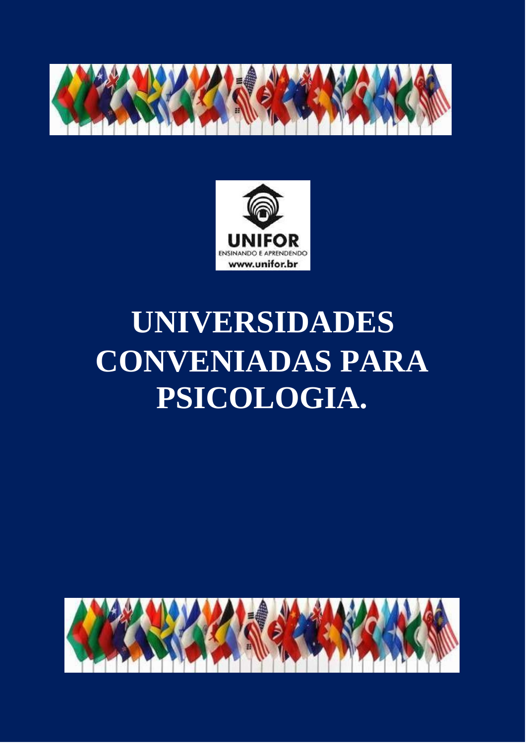# UNIVERSIDADES CONVENIADAS PARA PSICOLOGIA.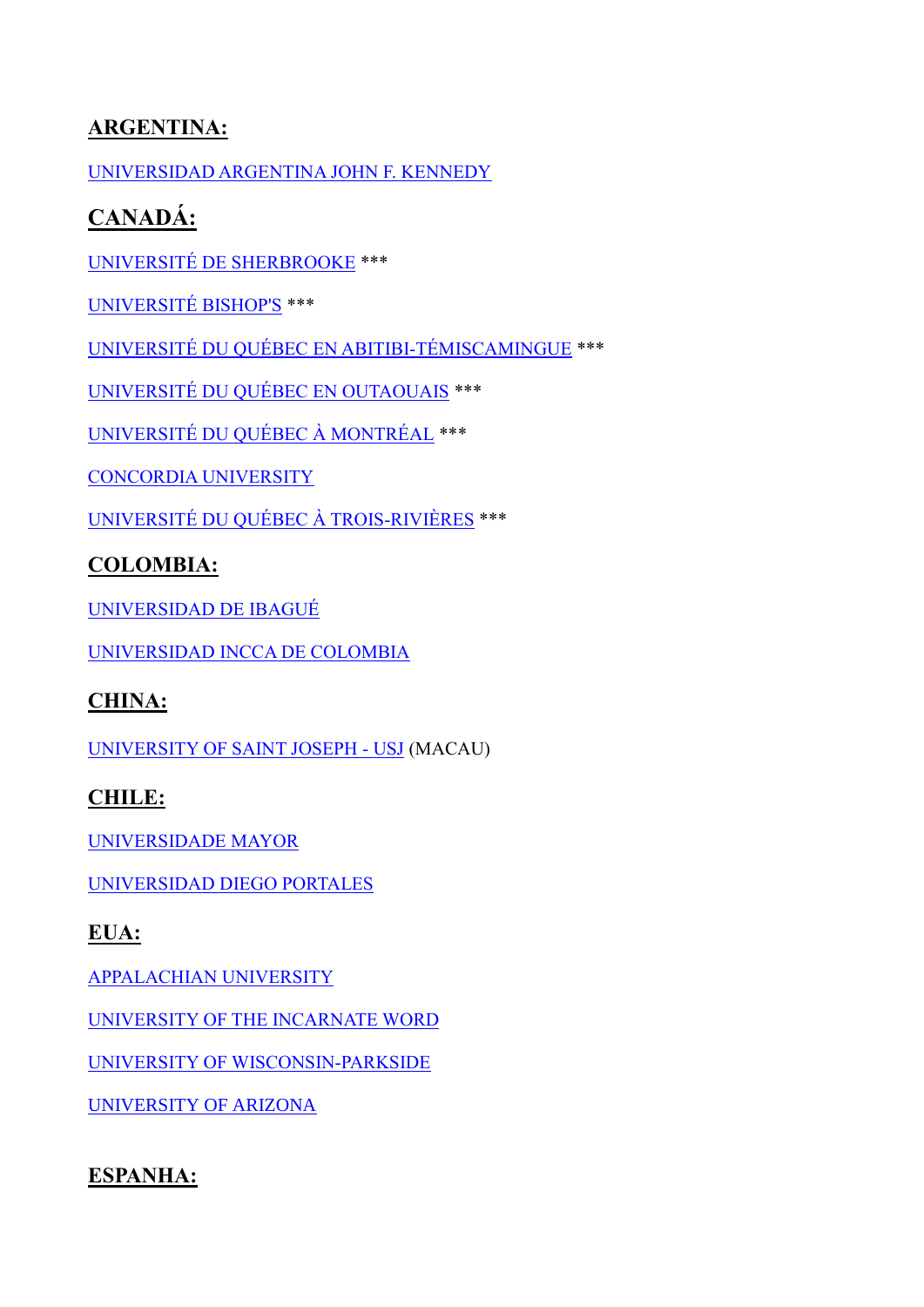## ARGENTINA:

UNIVERSIDAD ARGENTINA JOHN F. KENNEDY

## CANADÁ:

UNIVERSITÉ DE SHERBROOKE ***

UNIVERSITÉ BISHOP'S ***

UNIVERSITÉ DU QUÉBEC EN ABITIBI-TÉMISCAMINGUE ***

UNIVERSITÉ DU QUÉBEC EN OUTAOUAIS ***

UNIVERSITÉ DU QUÉBEC À MONTRÉAL ***

CONCORDIA UNIVERSITY

UNIVERSITÉ DU QUÉBEC À TROIS-RIVIÈRES ***

## COLOMBIA:

UNIVERSIDAD DE IBAGUÉ

UNIVERSIDAD INCCA DE COLOMBIA

## CHINA:

UNIVERSITY OF SAINT JOSEPH - USJ (MACAU)

## CHILE:

UNIVERSIDADE MAYOR

UNIVERSIDAD DIEGO PORTALES

## EUA:

APPALACHIAN UNIVERSITY

UNIVERSITY OF THE INCARNATE WORD

UNIVERSITY OF WISCONSIN-PARKSIDE

UNIVERSITY OF ARIZONA

## ESPANHA: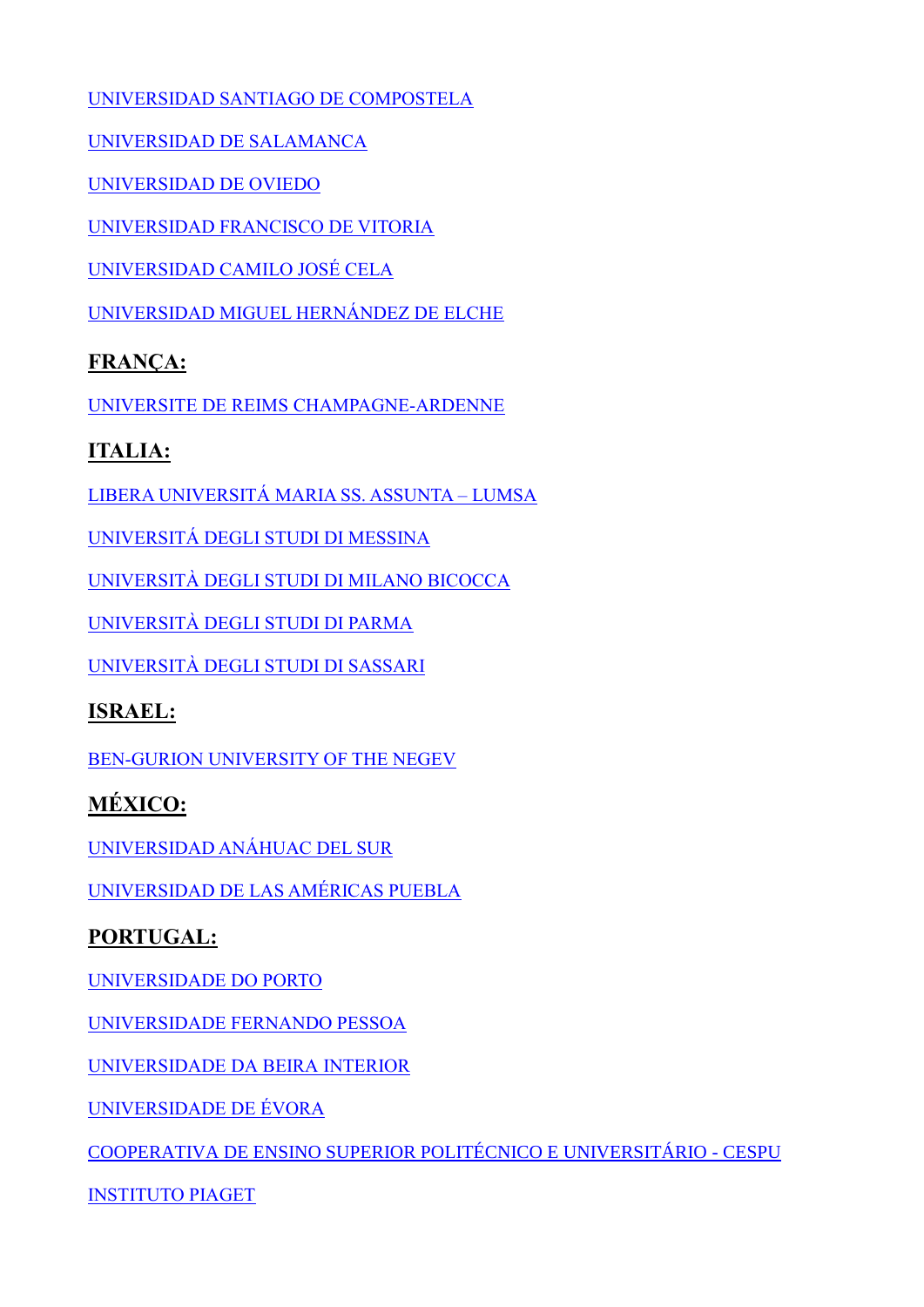UNIVERSIDAD SANTIAGO DE COMPOSTELA

UNIVERSIDAD DE SALAMANCA

UNIVERSIDAD DE OVIEDO

UNIVERSIDAD FRANCISCO DE VITORIA

UNIVERSIDAD CAMILO JOSÉ CELA

UNIVERSIDAD MIGUEL HERNÁNDEZ DE ELCHE

**FRANÇA:**

UNIVERSITE DE REIMS CHAMPAGNE-ARDENNE

**ITALIA:**

LIBERA UNIVERSITÁ MARIA SS. ASSUNTA – LUMSA

UNIVERSITÁ DEGLI STUDI DI MESSINA

UNIVERSITÀ DEGLI STUDI DI MILANO BICOCCA

UNIVERSITÀ DEGLI STUDI DI PARMA

UNIVERSITÀ DEGLI STUDI DI SASSARI

**ISRAEL:**

BEN-GURION UNIVERSITY OF THE NEGEV

**MÉXICO:**

UNIVERSIDAD ANÁHUAC DEL SUR

UNIVERSIDAD DE LAS AMÉRICAS PUEBLA

**PORTUGAL:**

UNIVERSIDADE DO PORTO

UNIVERSIDADE FERNANDO PESSOA

UNIVERSIDADE DA BEIRA INTERIOR

UNIVERSIDADE DE ÉVORA

COOPERATIVA DE ENSINO SUPERIOR POLITÉCNICO E UNIVERSITÁRIO - CESPU

INSTITUTO PIAGET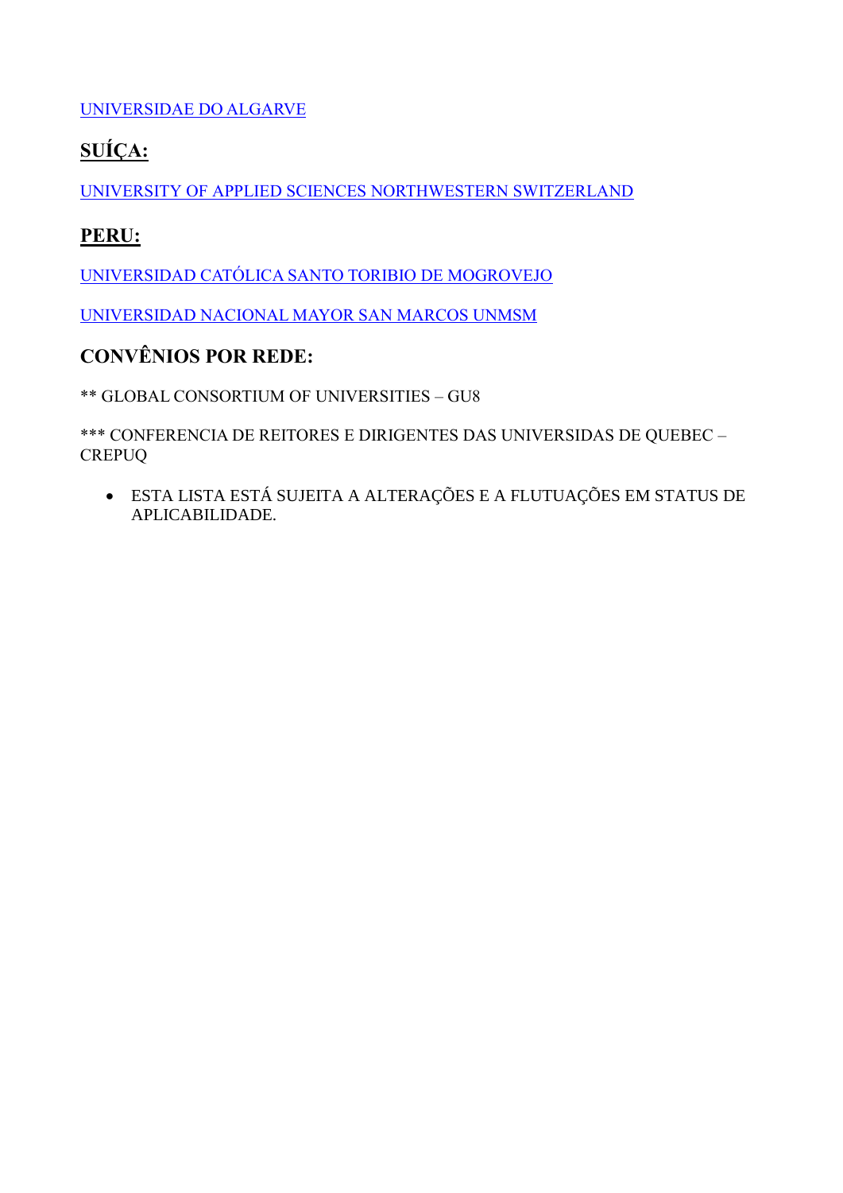UNIVERSIDAE DO ALGARVE

## SUÍÇA:

UNIVERSITY OF APPLIED SCIENCES NORTHWESTERN SWITZERLAND

## PERU:

UNIVERSIDAD CATÓLICA SANTO TORIBIO DE MOGROVEJO

UNIVERSIDAD NACIONAL MAYOR SAN MARCOS UNMSM

## CONVÊNIOS POR REDE:

** GLOBAL CONSORTIUM OF UNIVERSITIES – GU8

*** CONFERENCIA DE REITORES E DIRIGENTES DAS UNIVERSIDAS DE QUEBEC – CREPUQ

- ESTA LISTA ESTÁ SUJEITA A ALTERAÇÕES E A FLUTUAÇÕES EM STATUS DE APLICABILIDADE.